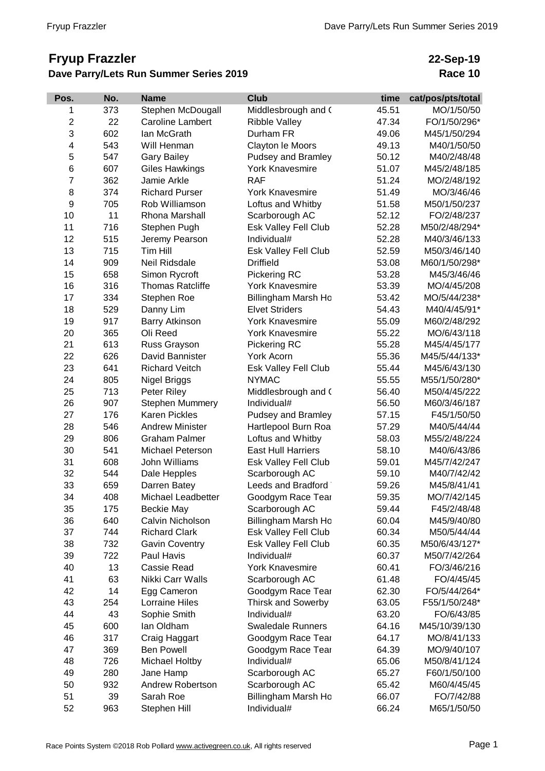# Fryup Frazzler

**Dave Parry/Lets Run Summer Series 2019**

**22-Sep-19**
**Race 10**

| Pos. | No. | Name | Club | time | cat/pos/pts/total |
|---|---|---|---|---|---|
| 1 | 373 | Stephen McDougall | Middlesbrough and ( | 45.51 | MO/1/50/50 |
| 2 | 22 | Caroline Lambert | Ribble Valley | 47.34 | FO/1/50/296* |
| 3 | 602 | Ian McGrath | Durham FR | 49.06 | M45/1/50/294 |
| 4 | 543 | Will Henman | Clayton le Moors | 49.13 | M40/1/50/50 |
| 5 | 547 | Gary Bailey | Pudsey and Bramley | 50.12 | M40/2/48/48 |
| 6 | 607 | Giles Hawkings | York Knavesmire | 51.07 | M45/2/48/185 |
| 7 | 362 | Jamie Arkle | RAF | 51.24 | MO/2/48/192 |
| 8 | 374 | Richard Purser | York Knavesmire | 51.49 | MO/3/46/46 |
| 9 | 705 | Rob Williamson | Loftus and Whitby | 51.58 | M50/1/50/237 |
| 10 | 11 | Rhona Marshall | Scarborough AC | 52.12 | FO/2/48/237 |
| 11 | 716 | Stephen Pugh | Esk Valley Fell Club | 52.28 | M50/2/48/294* |
| 12 | 515 | Jeremy Pearson | Individual# | 52.28 | M40/3/46/133 |
| 13 | 715 | Tim Hill | Esk Valley Fell Club | 52.59 | M50/3/46/140 |
| 14 | 909 | Neil Ridsdale | Driffield | 53.08 | M60/1/50/298* |
| 15 | 658 | Simon Rycroft | Pickering RC | 53.28 | M45/3/46/46 |
| 16 | 316 | Thomas Ratcliffe | York Knavesmire | 53.39 | MO/4/45/208 |
| 17 | 334 | Stephen Roe | Billingham Marsh Ho | 53.42 | MO/5/44/238* |
| 18 | 529 | Danny Lim | Elvet Striders | 54.43 | M40/4/45/91* |
| 19 | 917 | Barry Atkinson | York Knavesmire | 55.09 | M60/2/48/292 |
| 20 | 365 | Oli Reed | York Knavesmire | 55.22 | MO/6/43/118 |
| 21 | 613 | Russ Grayson | Pickering RC | 55.28 | M45/4/45/177 |
| 22 | 626 | David Bannister | York Acorn | 55.36 | M45/5/44/133* |
| 23 | 641 | Richard Veitch | Esk Valley Fell Club | 55.44 | M45/6/43/130 |
| 24 | 805 | Nigel Briggs | NYMAC | 55.55 | M55/1/50/280* |
| 25 | 713 | Peter Riley | Middlesbrough and ( | 56.40 | M50/4/45/222 |
| 26 | 907 | Stephen Mummery | Individual# | 56.50 | M60/3/46/187 |
| 27 | 176 | Karen Pickles | Pudsey and Bramley | 57.15 | F45/1/50/50 |
| 28 | 546 | Andrew Minister | Hartlepool Burn Roa | 57.29 | M40/5/44/44 |
| 29 | 806 | Graham Palmer | Loftus and Whitby | 58.03 | M55/2/48/224 |
| 30 | 541 | Michael Peterson | East Hull Harriers | 58.10 | M40/6/43/86 |
| 31 | 608 | John Williams | Esk Valley Fell Club | 59.01 | M45/7/42/247 |
| 32 | 544 | Dale Hepples | Scarborough AC | 59.10 | M40/7/42/42 |
| 33 | 659 | Darren Batey | Leeds and Bradford | 59.26 | M45/8/41/41 |
| 34 | 408 | Michael Leadbetter | Goodgym Race Tear | 59.35 | MO/7/42/145 |
| 35 | 175 | Beckie May | Scarborough AC | 59.44 | F45/2/48/48 |
| 36 | 640 | Calvin Nicholson | Billingham Marsh Ho | 60.04 | M45/9/40/80 |
| 37 | 744 | Richard Clark | Esk Valley Fell Club | 60.34 | M50/5/44/44 |
| 38 | 732 | Gavin Coventry | Esk Valley Fell Club | 60.35 | M50/6/43/127* |
| 39 | 722 | Paul Havis | Individual# | 60.37 | M50/7/42/264 |
| 40 | 13 | Cassie Read | York Knavesmire | 60.41 | FO/3/46/216 |
| 41 | 63 | Nikki Carr Walls | Scarborough AC | 61.48 | FO/4/45/45 |
| 42 | 14 | Egg Cameron | Goodgym Race Tear | 62.30 | FO/5/44/264* |
| 43 | 254 | Lorraine Hiles | Thirsk and Sowerby | 63.05 | F55/1/50/248* |
| 44 | 43 | Sophie Smith | Individual# | 63.20 | FO/6/43/85 |
| 45 | 600 | Ian Oldham | Swaledale Runners | 64.16 | M45/10/39/130 |
| 46 | 317 | Craig Haggart | Goodgym Race Tear | 64.17 | MO/8/41/133 |
| 47 | 369 | Ben Powell | Goodgym Race Tear | 64.39 | MO/9/40/107 |
| 48 | 726 | Michael Holtby | Individual# | 65.06 | M50/8/41/124 |
| 49 | 280 | Jane Hamp | Scarborough AC | 65.27 | F60/1/50/100 |
| 50 | 932 | Andrew Robertson | Scarborough AC | 65.42 | M60/4/45/45 |
| 51 | 39 | Sarah Roe | Billingham Marsh Ho | 66.07 | FO/7/42/88 |
| 52 | 963 | Stephen Hill | Individual# | 66.24 | M65/1/50/50 |

Race Points System ©2018 Rob Pollard www.activegreen.co.uk, All rights reserved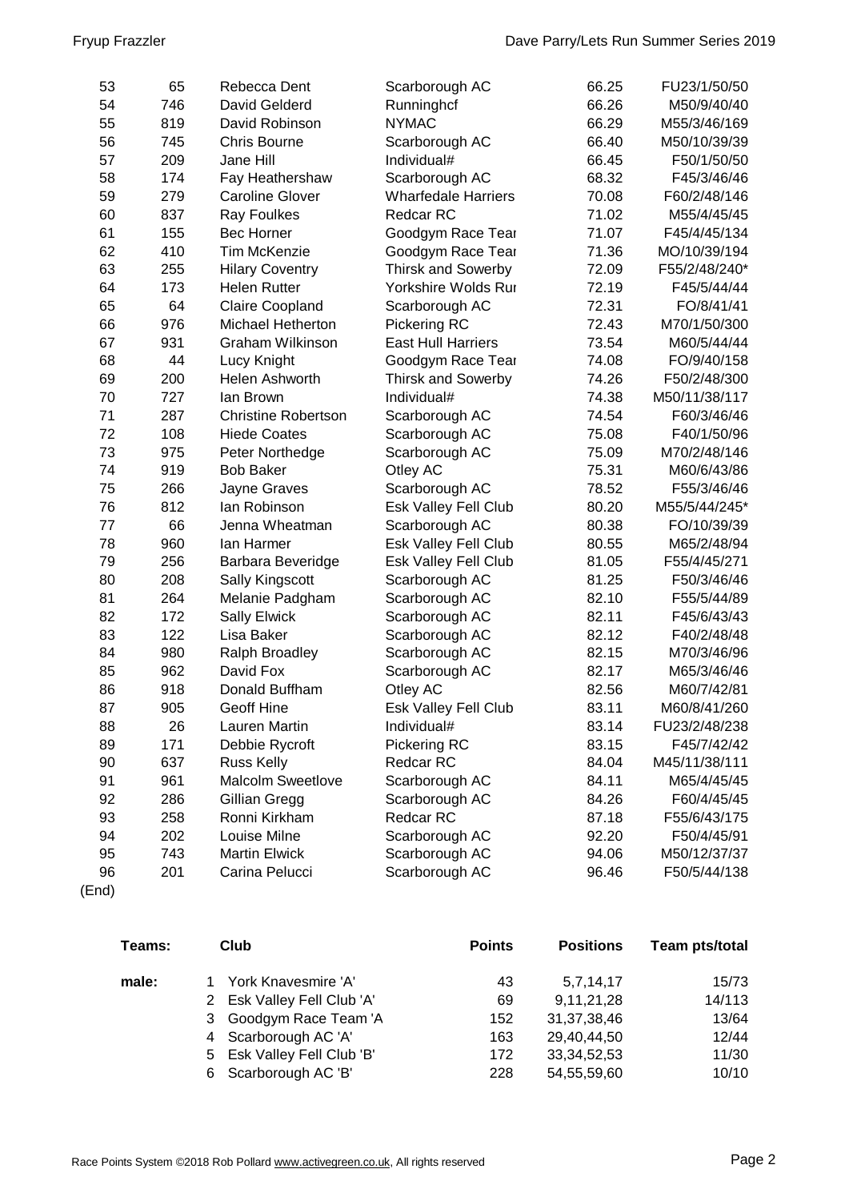| | | | | | |
|---|---|---|---|---|---|
| 53 | 65 | Rebecca Dent | Scarborough AC | 66.25 | FU23/1/50/50 |
| 54 | 746 | David Gelderd | Runninghcf | 66.26 | M50/9/40/40 |
| 55 | 819 | David Robinson | NYMAC | 66.29 | M55/3/46/169 |
| 56 | 745 | Chris Bourne | Scarborough AC | 66.40 | M50/10/39/39 |
| 57 | 209 | Jane Hill | Individual# | 66.45 | F50/1/50/50 |
| 58 | 174 | Fay Heathershaw | Scarborough AC | 68.32 | F45/3/46/46 |
| 59 | 279 | Caroline Glover | Wharfedale Harriers | 70.08 | F60/2/48/146 |
| 60 | 837 | Ray Foulkes | Redcar RC | 71.02 | M55/4/45/45 |
| 61 | 155 | Bec Horner | Goodgym Race Tear | 71.07 | F45/4/45/134 |
| 62 | 410 | Tim McKenzie | Goodgym Race Tear | 71.36 | MO/10/39/194 |
| 63 | 255 | Hilary Coventry | Thirsk and Sowerby | 72.09 | F55/2/48/240* |
| 64 | 173 | Helen Rutter | Yorkshire Wolds Rur | 72.19 | F45/5/44/44 |
| 65 | 64 | Claire Coopland | Scarborough AC | 72.31 | FO/8/41/41 |
| 66 | 976 | Michael Hetherton | Pickering RC | 72.43 | M70/1/50/300 |
| 67 | 931 | Graham Wilkinson | East Hull Harriers | 73.54 | M60/5/44/44 |
| 68 | 44 | Lucy Knight | Goodgym Race Tear | 74.08 | FO/9/40/158 |
| 69 | 200 | Helen Ashworth | Thirsk and Sowerby | 74.26 | F50/2/48/300 |
| 70 | 727 | Ian Brown | Individual# | 74.38 | M50/11/38/117 |
| 71 | 287 | Christine Robertson | Scarborough AC | 74.54 | F60/3/46/46 |
| 72 | 108 | Hiede Coates | Scarborough AC | 75.08 | F40/1/50/96 |
| 73 | 975 | Peter Northedge | Scarborough AC | 75.09 | M70/2/48/146 |
| 74 | 919 | Bob Baker | Otley AC | 75.31 | M60/6/43/86 |
| 75 | 266 | Jayne Graves | Scarborough AC | 78.52 | F55/3/46/46 |
| 76 | 812 | Ian Robinson | Esk Valley Fell Club | 80.20 | M55/5/44/245* |
| 77 | 66 | Jenna Wheatman | Scarborough AC | 80.38 | FO/10/39/39 |
| 78 | 960 | Ian Harmer | Esk Valley Fell Club | 80.55 | M65/2/48/94 |
| 79 | 256 | Barbara Beveridge | Esk Valley Fell Club | 81.05 | F55/4/45/271 |
| 80 | 208 | Sally Kingscott | Scarborough AC | 81.25 | F50/3/46/46 |
| 81 | 264 | Melanie Padgham | Scarborough AC | 82.10 | F55/5/44/89 |
| 82 | 172 | Sally Elwick | Scarborough AC | 82.11 | F45/6/43/43 |
| 83 | 122 | Lisa Baker | Scarborough AC | 82.12 | F40/2/48/48 |
| 84 | 980 | Ralph Broadley | Scarborough AC | 82.15 | M70/3/46/96 |
| 85 | 962 | David Fox | Scarborough AC | 82.17 | M65/3/46/46 |
| 86 | 918 | Donald Buffham | Otley AC | 82.56 | M60/7/42/81 |
| 87 | 905 | Geoff Hine | Esk Valley Fell Club | 83.11 | M60/8/41/260 |
| 88 | 26 | Lauren Martin | Individual# | 83.14 | FU23/2/48/238 |
| 89 | 171 | Debbie Rycroft | Pickering RC | 83.15 | F45/7/42/42 |
| 90 | 637 | Russ Kelly | Redcar RC | 84.04 | M45/11/38/111 |
| 91 | 961 | Malcolm Sweetlove | Scarborough AC | 84.11 | M65/4/45/45 |
| 92 | 286 | Gillian Gregg | Scarborough AC | 84.26 | F60/4/45/45 |
| 93 | 258 | Ronni Kirkham | Redcar RC | 87.18 | F55/6/43/175 |
| 94 | 202 | Louise Milne | Scarborough AC | 92.20 | F50/4/45/91 |
| 95 | 743 | Martin Elwick | Scarborough AC | 94.06 | M50/12/37/37 |
| 96 | 201 | Carina Pelucci | Scarborough AC | 96.46 | F50/5/44/138 |

(End)

| Teams: | | Club | Points | Positions | Team pts/total |
|---|---|---|---|---|---|
| male: | 1 | York Knavesmire 'A' | 43 | 5,7,14,17 | 15/73 |
| | 2 | Esk Valley Fell Club 'A' | 69 | 9,11,21,28 | 14/113 |
| | 3 | Goodgym Race Team 'A | 152 | 31,37,38,46 | 13/64 |
| | 4 | Scarborough AC 'A' | 163 | 29,40,44,50 | 12/44 |
| | 5 | Esk Valley Fell Club 'B' | 172 | 33,34,52,53 | 11/30 |
| | 6 | Scarborough AC 'B' | 228 | 54,55,59,60 | 10/10 |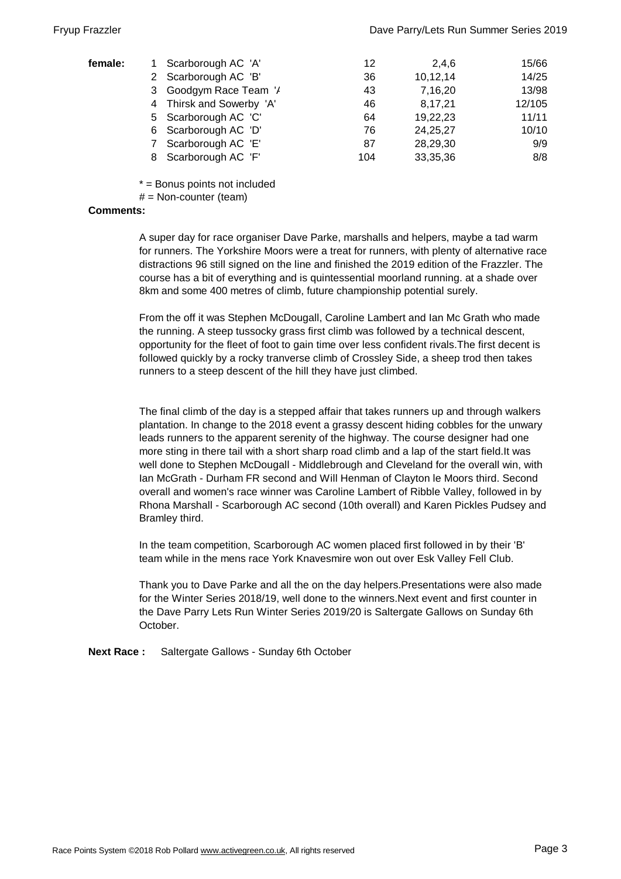| | | | | | |
|---|---|---|---|---|---|
| **female:** | 1 | Scarborough AC 'A' | 12 | 2,4,6 | 15/66 |
| | 2 | Scarborough AC 'B' | 36 | 10,12,14 | 14/25 |
| | 3 | Goodgym Race Team '/ | 43 | 7,16,20 | 13/98 |
| | 4 | Thirsk and Sowerby 'A' | 46 | 8,17,21 | 12/105 |
| | 5 | Scarborough AC 'C' | 64 | 19,22,23 | 11/11 |
| | 6 | Scarborough AC 'D' | 76 | 24,25,27 | 10/10 |
| | 7 | Scarborough AC 'E' | 87 | 28,29,30 | 9/9 |
| | 8 | Scarborough AC 'F' | 104 | 33,35,36 | 8/8 |

* = Bonus points not included

# = Non-counter (team)

**Comments:**

A super day for race organiser Dave Parke, marshalls and helpers, maybe a tad warm for runners. The Yorkshire Moors were a treat for runners, with plenty of alternative race distractions 96 still signed on the line and finished the 2019 edition of the Frazzler. The course has a bit of everything and is quintessential moorland running. at a shade over 8km and some 400 metres of climb, future championship potential surely.

From the off it was Stephen McDougall, Caroline Lambert and Ian Mc Grath who made the running. A steep tussocky grass first climb was followed by a technical descent, opportunity for the fleet of foot to gain time over less confident rivals.The first decent is followed quickly by a rocky tranverse climb of Crossley Side, a sheep trod then takes runners to a steep descent of the hill they have just climbed.

The final climb of the day is a stepped affair that takes runners up and through walkers plantation. In change to the 2018 event a grassy descent hiding cobbles for the unwary leads runners to the apparent serenity of the highway. The course designer had one more sting in there tail with a short sharp road climb and a lap of the start field.It was well done to Stephen McDougall - Middlebrough and Cleveland for the overall win, with Ian McGrath - Durham FR second and Will Henman of Clayton le Moors third. Second overall and women's race winner was Caroline Lambert of Ribble Valley, followed in by Rhona Marshall - Scarborough AC second (10th overall) and Karen Pickles Pudsey and Bramley third.

In the team competition, Scarborough AC women placed first followed in by their 'B' team while in the mens race York Knavesmire won out over Esk Valley Fell Club.

Thank you to Dave Parke and all the on the day helpers.Presentations were also made for the Winter Series 2018/19, well done to the winners.Next event and first counter in the Dave Parry Lets Run Winter Series 2019/20 is Saltergate Gallows on Sunday 6th October.

**Next Race :** Saltergate Gallows - Sunday 6th October